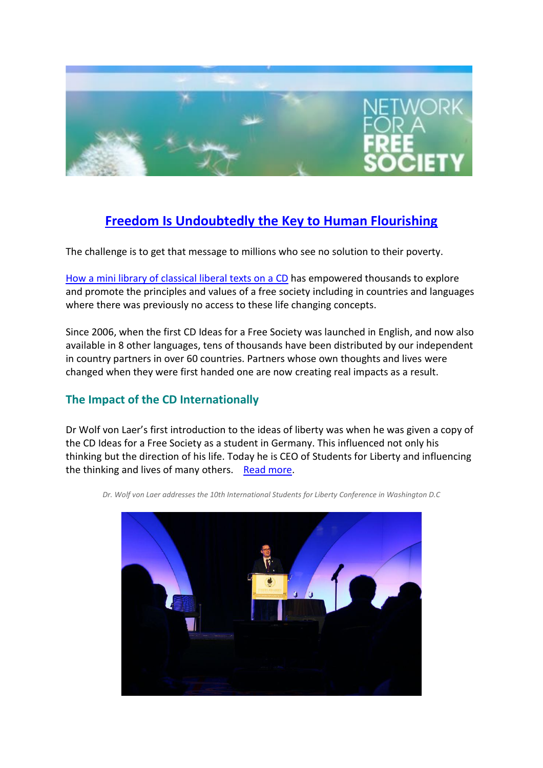# Freedom Is Undoubtedly the Key to Human Flourishing

The challenge is to get that message to millions who see no solution to their poverty.

How a mini library of classical liberal texts on a CD has empowered thousands to explore and promote the principles and values of a free society including in countries and languages where there was previously no access to these life changing concepts.

Since 2006, when the first CD Ideas for a Free Society was launched in English, and now also available in 8 other languages, tens of thousands have been distributed by our independent in country partners in over 60 countries. Partners whose own thoughts and lives were changed when they were first handed one are now creating real impacts as a result.

## The Impact of the CD Internationally

Dr Wolf von Laer's first introduction to the ideas of liberty was when he was given a copy of the CD Ideas for a Free Society as a student in Germany. This influenced not only his thinking but the direction of his life. Today he is CEO of Students for Liberty and influencing the thinking and lives of many others. Read more.

*Dr. Wolf von Laer addresses the 10th International Students for Liberty Conference in Washington D.C*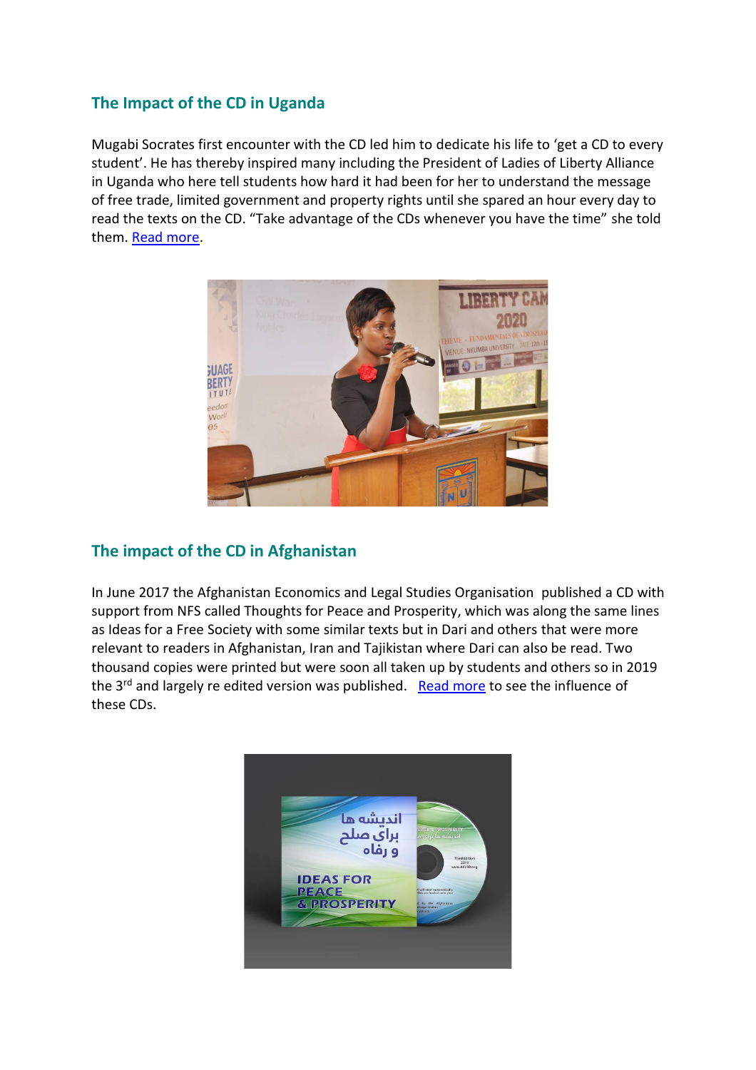## The Impact of the CD in Uganda

Mugabi Socrates first encounter with the CD led him to dedicate his life to 'get a CD to every student'. He has thereby inspired many including the President of Ladies of Liberty Alliance in Uganda who here tell students how hard it had been for her to understand the message of free trade, limited government and property rights until she spared an hour every day to read the texts on the CD. "Take advantage of the CDs whenever you have the time" she told them. Read more.

## The impact of the CD in Afghanistan

In June 2017 the Afghanistan Economics and Legal Studies Organisation published a CD with support from NFS called Thoughts for Peace and Prosperity, which was along the same lines as Ideas for a Free Society with some similar texts but in Dari and others that were more relevant to readers in Afghanistan, Iran and Tajikistan where Dari can also be read. Two thousand copies were printed but were soon all taken up by students and others so in 2019 the 3rd and largely re edited version was published. Read more to see the influence of these CDs.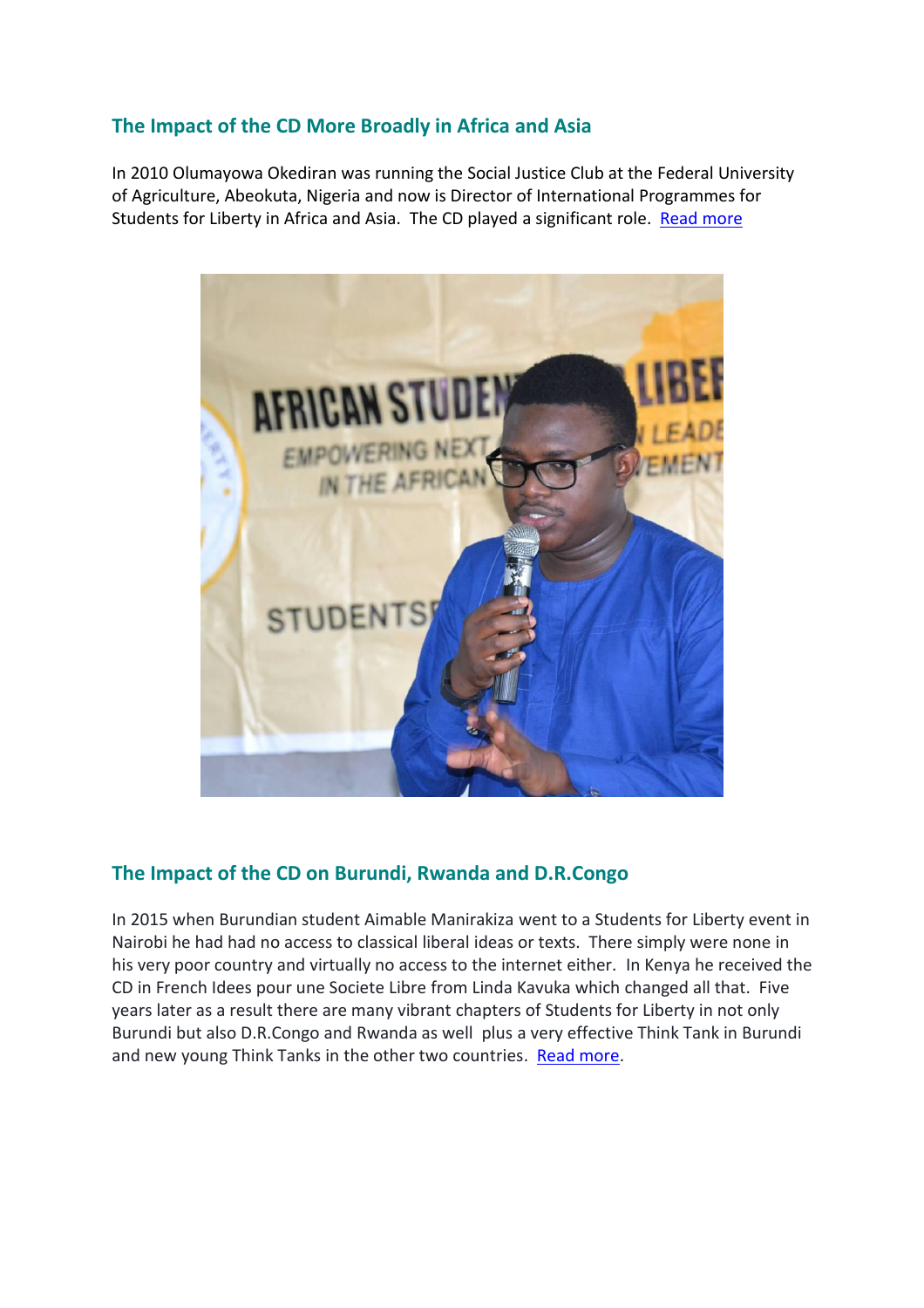## The Impact of the CD More Broadly in Africa and Asia

In 2010 Olumayowa Okediran was running the Social Justice Club at the Federal University of Agriculture, Abeokuta, Nigeria and now is Director of International Programmes for Students for Liberty in Africa and Asia. The CD played a significant role. Read more

## The Impact of the CD on Burundi, Rwanda and D.R.Congo

In 2015 when Burundian student Aimable Manirakiza went to a Students for Liberty event in Nairobi he had had no access to classical liberal ideas or texts. There simply were none in his very poor country and virtually no access to the internet either. In Kenya he received the CD in French Idees pour une Societe Libre from Linda Kavuka which changed all that. Five years later as a result there are many vibrant chapters of Students for Liberty in not only Burundi but also D.R.Congo and Rwanda as well plus a very effective Think Tank in Burundi and new young Think Tanks in the other two countries. Read more.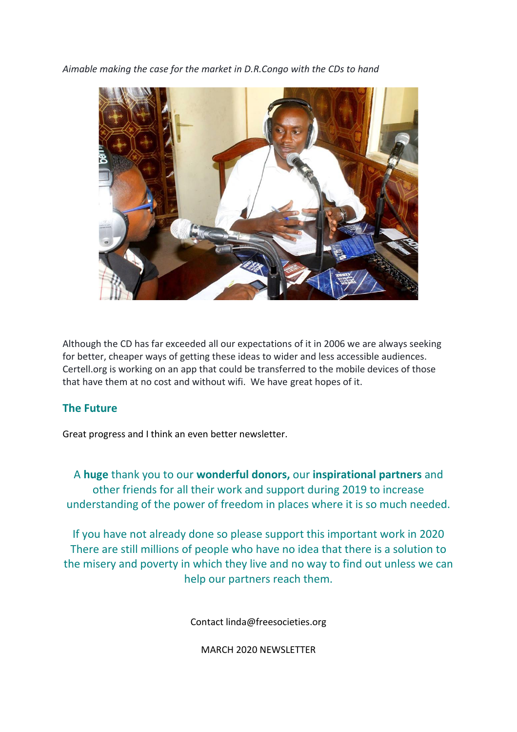*Aimable making the case for the market in D.R.Congo with the CDs to hand*

Although the CD has far exceeded all our expectations of it in 2006 we are always seeking for better, cheaper ways of getting these ideas to wider and less accessible audiences. Certell.org is working on an app that could be transferred to the mobile devices of those that have them at no cost and without wifi. We have great hopes of it.

## The Future

Great progress and I think an even better newsletter.

A **huge** thank you to our **wonderful donors,** our **inspirational partners** and other friends for all their work and support during 2019 to increase understanding of the power of freedom in places where it is so much needed.

If you have not already done so please support this important work in 2020 There are still millions of people who have no idea that there is a solution to the misery and poverty in which they live and no way to find out unless we can help our partners reach them.

Contact linda@freesocieties.org

MARCH 2020 NEWSLETTER